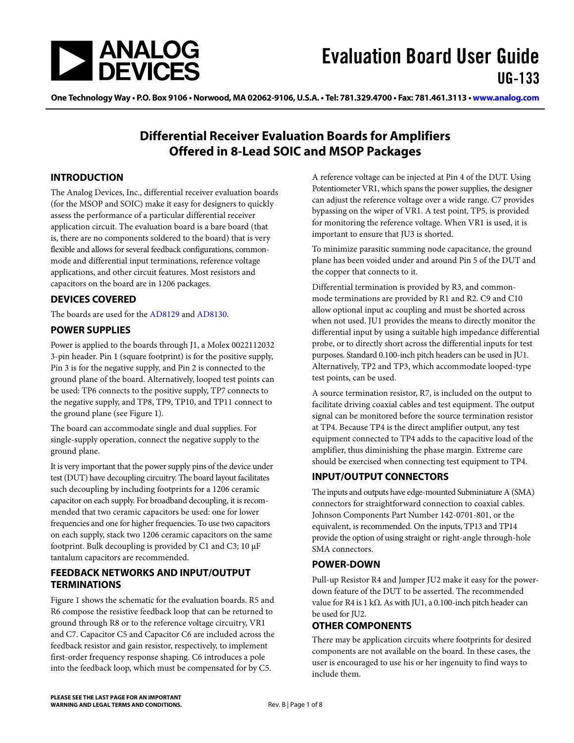# Evaluation Board User Guide

## UG-133

One Technology Way • P.O. Box 9106 • Norwood, MA 02062-9106, U.S.A. • Tel: 781.329.4700 • Fax: 781.461.3113 • www.analog.com

# Differential Receiver Evaluation Boards for Amplifiers Offered in 8-Lead SOIC and MSOP Packages

## INTRODUCTION

The Analog Devices, Inc., differential receiver evaluation boards (for the MSOP and SOIC) make it easy for designers to quickly assess the performance of a particular differential receiver application circuit. The evaluation board is a bare board (that is, there are no components soldered to the board) that is very flexible and allows for several feedback configurations, common-mode and differential input terminations, reference voltage applications, and other circuit features. Most resistors and capacitors on the board are in 1206 packages.

## DEVICES COVERED

The boards are used for the AD8129 and AD8130.

## POWER SUPPLIES

Power is applied to the boards through J1, a Molex 0022112032 3-pin header. Pin 1 (square footprint) is for the positive supply, Pin 3 is for the negative supply, and Pin 2 is connected to the ground plane of the board. Alternatively, looped test points can be used: TP6 connects to the positive supply, TP7 connects to the negative supply, and TP8, TP9, TP10, and TP11 connect to the ground plane (see Figure 1).

The board can accommodate single and dual supplies. For single-supply operation, connect the negative supply to the ground plane.

It is very important that the power supply pins of the device under test (DUT) have decoupling circuitry. The board layout facilitates such decoupling by including footprints for a 1206 ceramic capacitor on each supply. For broadband decoupling, it is recommended that two ceramic capacitors be used: one for lower frequencies and one for higher frequencies. To use two capacitors on each supply, stack two 1206 ceramic capacitors on the same footprint. Bulk decoupling is provided by C1 and C3; 10 µF tantalum capacitors are recommended.

## FEEDBACK NETWORKS AND INPUT/OUTPUT TERMINATIONS

Figure 1 shows the schematic for the evaluation boards. R5 and R6 compose the resistive feedback loop that can be returned to ground through R8 or to the reference voltage circuitry, VR1 and C7. Capacitor C5 and Capacitor C6 are included across the feedback resistor and gain resistor, respectively, to implement first-order frequency response shaping. C6 introduces a pole into the feedback loop, which must be compensated for by C5.

A reference voltage can be injected at Pin 4 of the DUT. Using Potentiometer VR1, which spans the power supplies, the designer can adjust the reference voltage over a wide range. C7 provides bypassing on the wiper of VR1. A test point, TP5, is provided for monitoring the reference voltage. When VR1 is used, it is important to ensure that JU3 is shorted.

To minimize parasitic summing node capacitance, the ground plane has been voided under and around Pin 5 of the DUT and the copper that connects to it.

Differential termination is provided by R3, and common-mode terminations are provided by R1 and R2. C9 and C10 allow optional input ac coupling and must be shorted across when not used. JU1 provides the means to directly monitor the differential input by using a suitable high impedance differential probe, or to directly short across the differential inputs for test purposes. Standard 0.100-inch pitch headers can be used in JU1. Alternatively, TP2 and TP3, which accommodate looped-type test points, can be used.

A source termination resistor, R7, is included on the output to facilitate driving coaxial cables and test equipment. The output signal can be monitored before the source termination resistor at TP4. Because TP4 is the direct amplifier output, any test equipment connected to TP4 adds to the capacitive load of the amplifier, thus diminishing the phase margin. Extreme care should be exercised when connecting test equipment to TP4.

## INPUT/OUTPUT CONNECTORS

The inputs and outputs have edge-mounted Subminiature A (SMA) connectors for straightforward connection to coaxial cables. Johnson Components Part Number 142-0701-801, or the equivalent, is recommended. On the inputs, TP13 and TP14 provide the option of using straight or right-angle through-hole SMA connectors.

## POWER-DOWN

Pull-up Resistor R4 and Jumper JU2 make it easy for the power-down feature of the DUT to be asserted. The recommended value for R4 is 1 kΩ. As with JU1, a 0.100-inch pitch header can be used for JU2.

## OTHER COMPONENTS

There may be application circuits where footprints for desired components are not available on the board. In these cases, the user is encouraged to use his or her ingenuity to find ways to include them.

PLEASE SEE THE LAST PAGE FOR AN IMPORTANT WARNING AND LEGAL TERMS AND CONDITIONS.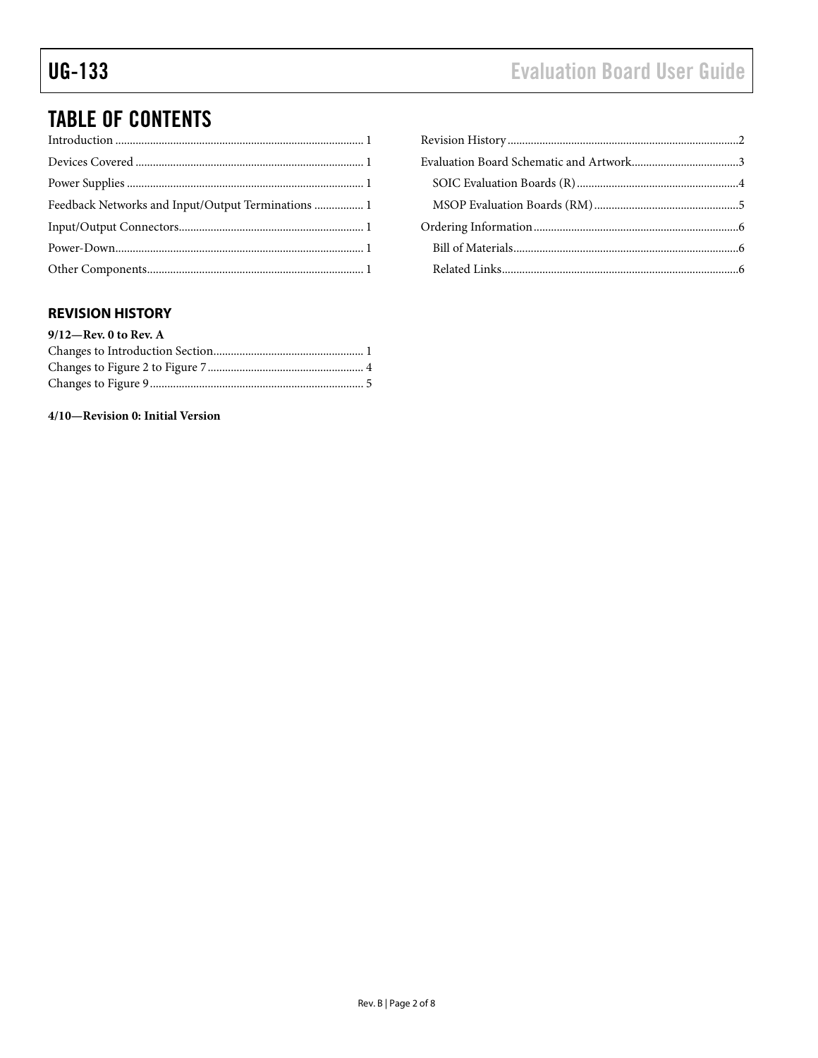## TABLE OF CONTENTS

Introduction .................................................. 1
Devices Covered .................................................. 1
Power Supplies .................................................. 1
Feedback Networks and Input/Output Terminations .................. 1
Input/Output Connectors .................................................. 1
Power-Down .................................................. 1
Other Components .................................................. 1
Revision History .................................................. 2
Evaluation Board Schematic and Artwork .................................. 3
  SOIC Evaluation Boards (R) .................................................. 4
  MSOP Evaluation Boards (RM) .................................................. 5
Ordering Information .................................................. 6
  Bill of Materials .................................................. 6
  Related Links .................................................. 6

### REVISION HISTORY

**9/12—Rev. 0 to Rev. A**

Changes to Introduction Section .................................................. 1
Changes to Figure 2 to Figure 7 .................................................. 4
Changes to Figure 9 .................................................. 5

**4/10—Revision 0: Initial Version**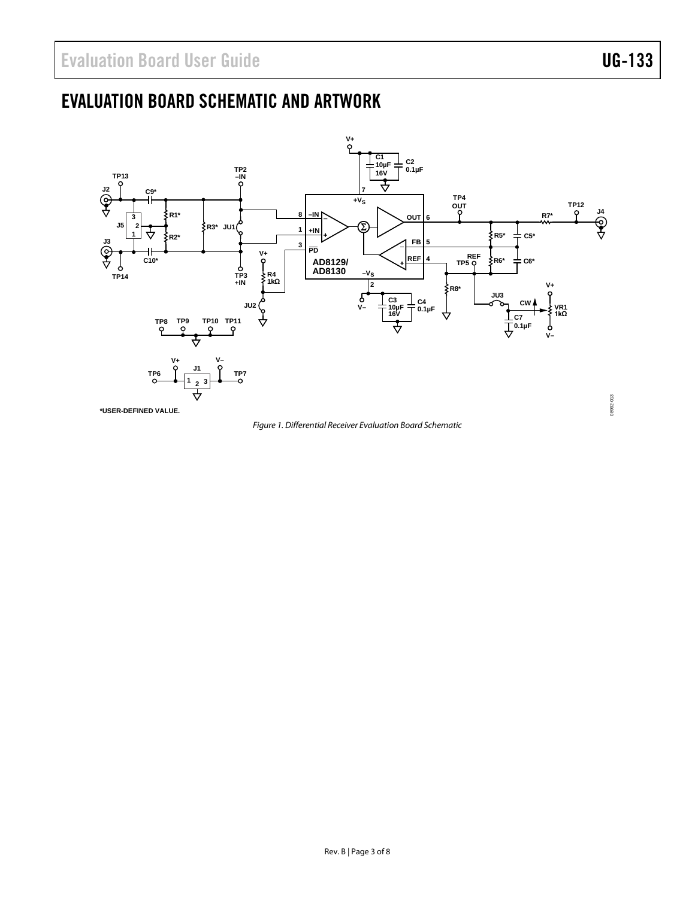## EVALUATION BOARD SCHEMATIC AND ARTWORK

*USER-DEFINED VALUE.

*Figure 1. Differential Receiver Evaluation Board Schematic*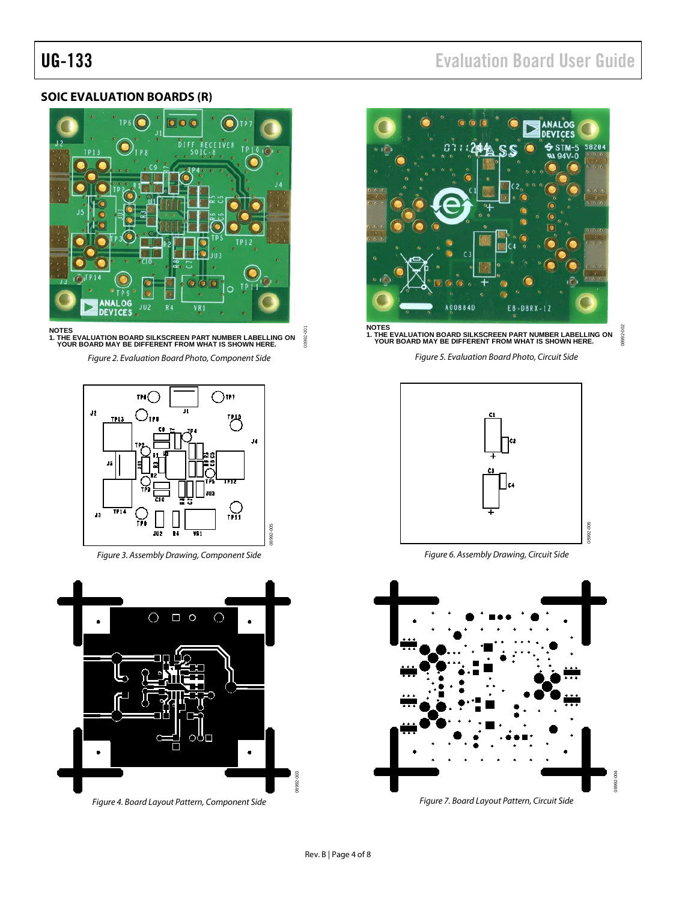## SOIC EVALUATION BOARDS (R)

NOTES
1. THE EVALUATION BOARD SILKSCREEN PART NUMBER LABELLING ON YOUR BOARD MAY BE DIFFERENT FROM WHAT IS SHOWN HERE.

*Figure 2. Evaluation Board Photo, Component Side*

NOTES
1. THE EVALUATION BOARD SILKSCREEN PART NUMBER LABELLING ON YOUR BOARD MAY BE DIFFERENT FROM WHAT IS SHOWN HERE.

*Figure 5. Evaluation Board Photo, Circuit Side*

*Figure 3. Assembly Drawing, Component Side*

*Figure 6. Assembly Drawing, Circuit Side*

*Figure 4. Board Layout Pattern, Component Side*

*Figure 7. Board Layout Pattern, Circuit Side*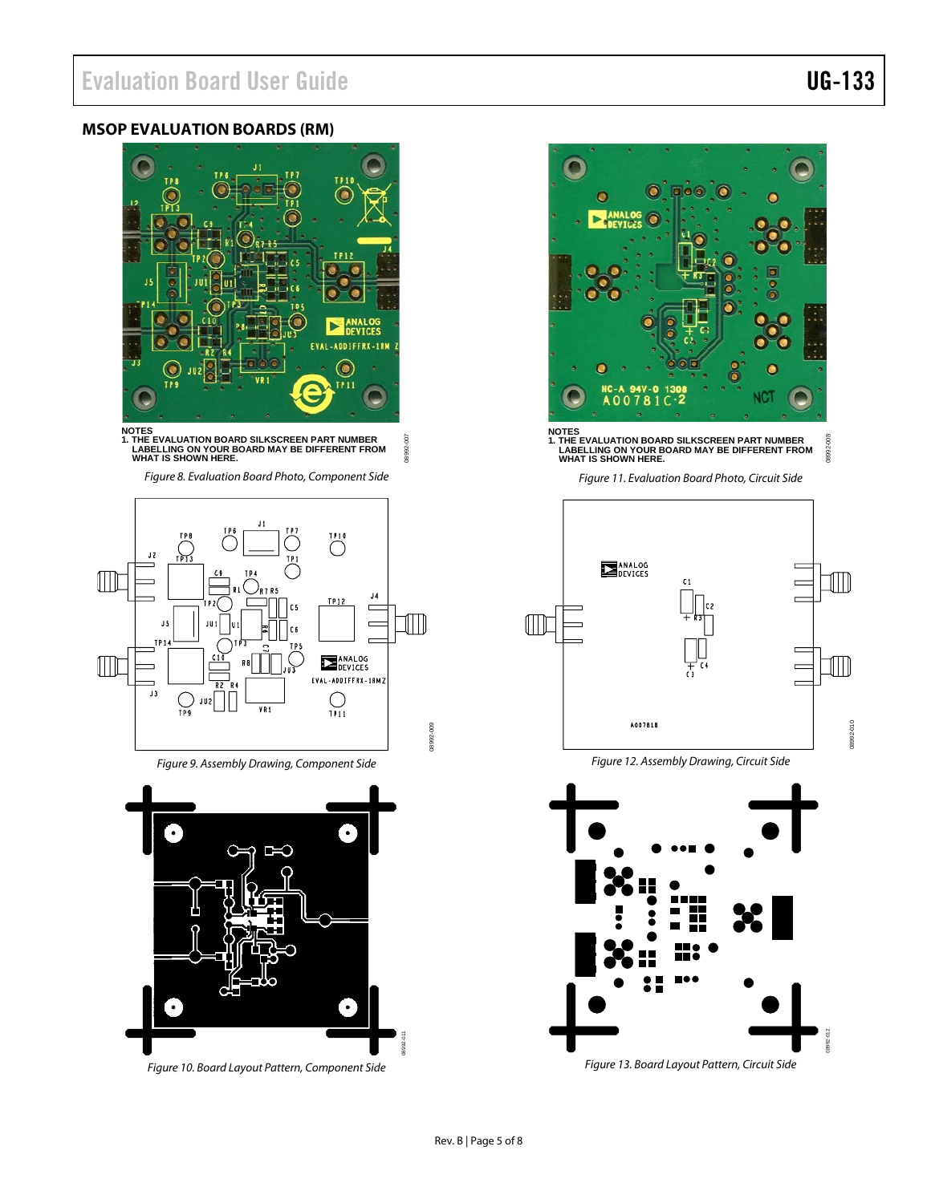## MSOP EVALUATION BOARDS (RM)

NOTES
1. THE EVALUATION BOARD SILKSCREEN PART NUMBER LABELLING ON YOUR BOARD MAY BE DIFFERENT FROM WHAT IS SHOWN HERE.

*Figure 8. Evaluation Board Photo, Component Side*

NOTES
1. THE EVALUATION BOARD SILKSCREEN PART NUMBER LABELLING ON YOUR BOARD MAY BE DIFFERENT FROM WHAT IS SHOWN HERE.

*Figure 11. Evaluation Board Photo, Circuit Side*

*Figure 9. Assembly Drawing, Component Side*

*Figure 12. Assembly Drawing, Circuit Side*

*Figure 10. Board Layout Pattern, Component Side*

*Figure 13. Board Layout Pattern, Circuit Side*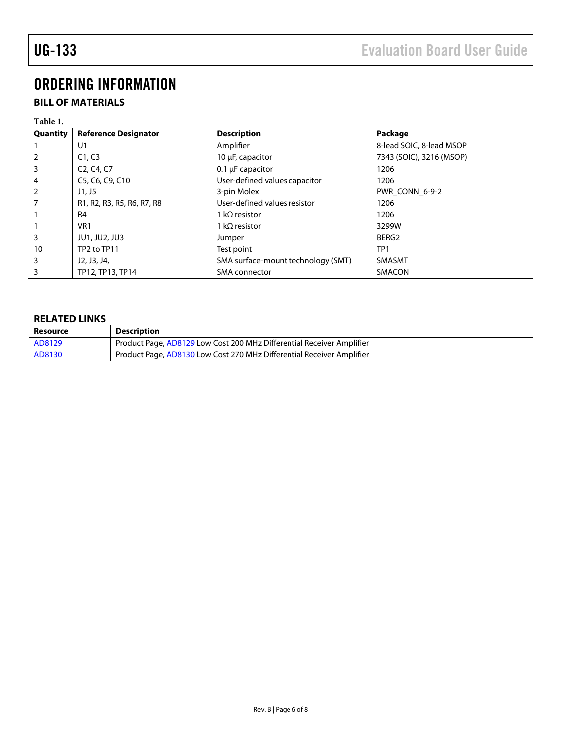# ORDERING INFORMATION

## BILL OF MATERIALS

**Table 1.**

| Quantity | Reference Designator | Description | Package |
|---|---|---|---|
| 1 | U1 | Amplifier | 8-lead SOIC, 8-lead MSOP |
| 2 | C1, C3 | 10 µF, capacitor | 7343 (SOIC), 3216 (MSOP) |
| 3 | C2, C4, C7 | 0.1 µF capacitor | 1206 |
| 4 | C5, C6, C9, C10 | User-defined values capacitor | 1206 |
| 2 | J1, J5 | 3-pin Molex | PWR_CONN_6-9-2 |
| 7 | R1, R2, R3, R5, R6, R7, R8 | User-defined values resistor | 1206 |
| 1 | R4 | 1 kΩ resistor | 1206 |
| 1 | VR1 | 1 kΩ resistor | 3299W |
| 3 | JU1, JU2, JU3 | Jumper | BERG2 |
| 10 | TP2 to TP11 | Test point | TP1 |
| 3 | J2, J3, J4, | SMA surface-mount technology (SMT) | SMASMT |
| 3 | TP12, TP13, TP14 | SMA connector | SMACON |

## RELATED LINKS

| Resource | Description |
|---|---|
| AD8129 | Product Page, AD8129 Low Cost 200 MHz Differential Receiver Amplifier |
| AD8130 | Product Page, AD8130 Low Cost 270 MHz Differential Receiver Amplifier |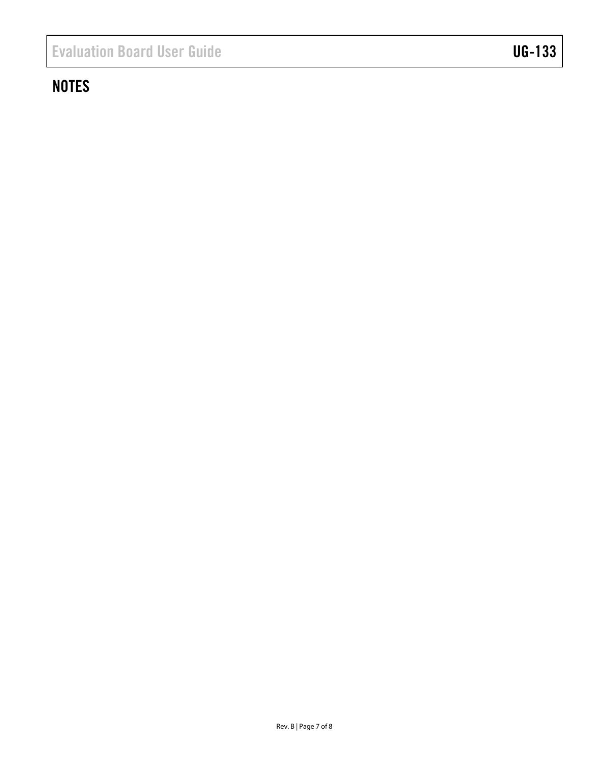## NOTES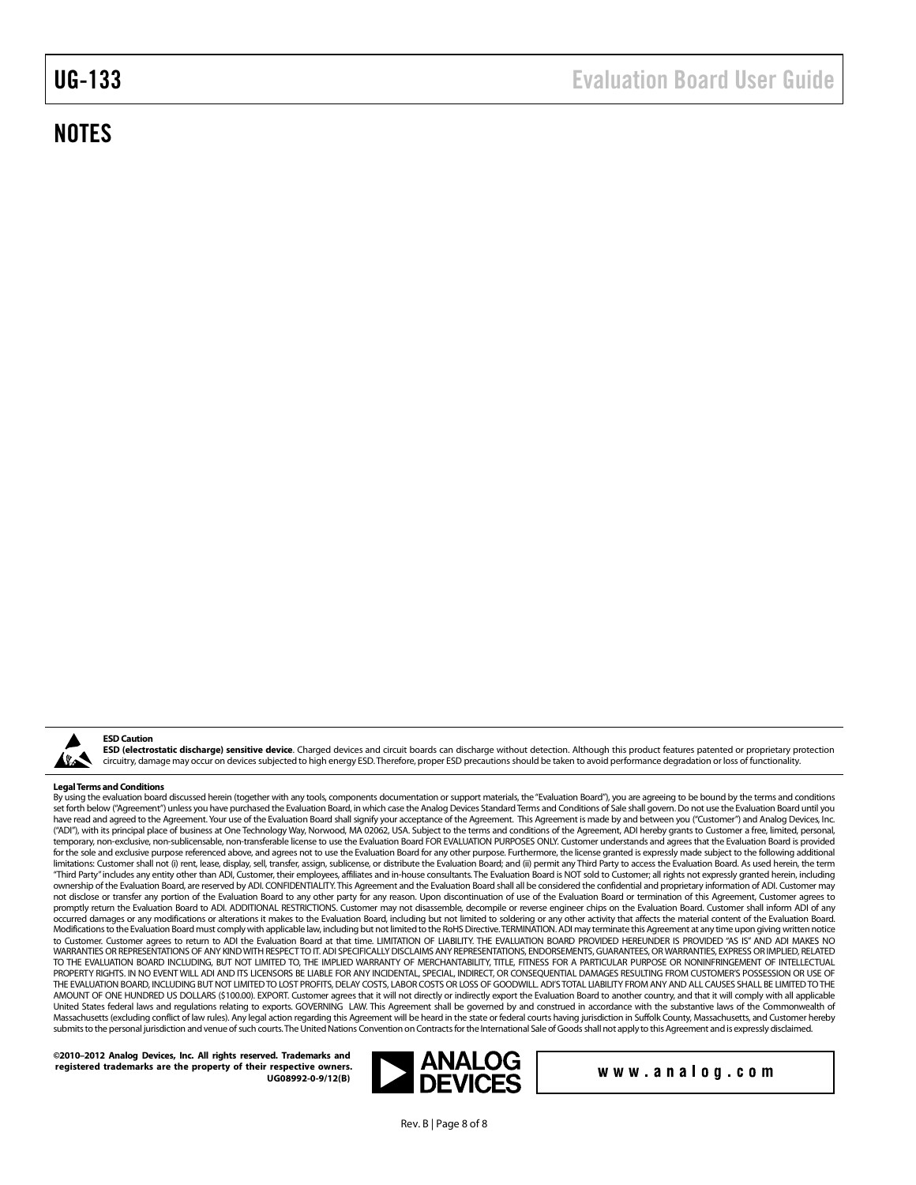## NOTES

**ESD Caution**

**ESD (electrostatic discharge) sensitive device**. Charged devices and circuit boards can discharge without detection. Although this product features patented or proprietary protection circuitry, damage may occur on devices subjected to high energy ESD. Therefore, proper ESD precautions should be taken to avoid performance degradation or loss of functionality.

**Legal Terms and Conditions**

By using the evaluation board discussed herein (together with any tools, components documentation or support materials, the "Evaluation Board"), you are agreeing to be bound by the terms and conditions set forth below ("Agreement") unless you have purchased the Evaluation Board, in which case the Analog Devices Standard Terms and Conditions of Sale shall govern. Do not use the Evaluation Board until you have read and agreed to the Agreement. Your use of the Evaluation Board shall signify your acceptance of the Agreement. This Agreement is made by and between you ("Customer") and Analog Devices, Inc. ("ADI"), with its principal place of business at One Technology Way, Norwood, MA 02062, USA. Subject to the terms and conditions of the Agreement, ADI hereby grants to Customer a free, limited, personal, temporary, non-exclusive, non-sublicensable, non-transferable license to use the Evaluation Board FOR EVALUATION PURPOSES ONLY. Customer understands and agrees that the Evaluation Board is provided for the sole and exclusive purpose referenced above, and agrees not to use the Evaluation Board for any other purpose. Furthermore, the license granted is expressly made subject to the following additional limitations: Customer shall not (i) rent, lease, display, sell, transfer, assign, sublicense, or distribute the Evaluation Board; and (ii) permit any Third Party to access the Evaluation Board. As used herein, the term "Third Party" includes any entity other than ADI, Customer, their employees, affiliates and in-house consultants. The Evaluation Board is NOT sold to Customer; all rights not expressly granted herein, including ownership of the Evaluation Board, are reserved by ADI. CONFIDENTIALITY. This Agreement and the Evaluation Board shall all be considered the confidential and proprietary information of ADI. Customer may not disclose or transfer any portion of the Evaluation Board to any other party for any reason. Upon discontinuation of use of the Evaluation Board or termination of this Agreement, Customer agrees to promptly return the Evaluation Board to ADI. ADDITIONAL RESTRICTIONS. Customer may not disassemble, decompile or reverse engineer chips on the Evaluation Board. Customer shall inform ADI of any occurred damages or any modifications or alterations it makes to the Evaluation Board, including but not limited to soldering or any other activity that affects the material content of the Evaluation Board. Modifications to the Evaluation Board must comply with applicable law, including but not limited to the RoHS Directive. TERMINATION. ADI may terminate this Agreement at any time upon giving written notice to Customer. Customer agrees to return to ADI the Evaluation Board at that time. LIMITATION OF LIABILITY. THE EVALUATION BOARD PROVIDED HEREUNDER IS PROVIDED "AS IS" AND ADI MAKES NO WARRANTIES OR REPRESENTATIONS OF ANY KIND WITH RESPECT TO IT. ADI SPECIFICALLY DISCLAIMS ANY REPRESENTATIONS, ENDORSEMENTS, GUARANTEES, OR WARRANTIES, EXPRESS OR IMPLIED, RELATED TO THE EVALUATION BOARD INCLUDING, BUT NOT LIMITED TO, THE IMPLIED WARRANTY OF MERCHANTABILITY, TITLE, FITNESS FOR A PARTICULAR PURPOSE OR NONINFRINGEMENT OF INTELLECTUAL PROPERTY RIGHTS. IN NO EVENT WILL ADI AND ITS LICENSORS BE LIABLE FOR ANY INCIDENTAL, SPECIAL, INDIRECT, OR CONSEQUENTIAL DAMAGES RESULTING FROM CUSTOMER'S POSSESSION OR USE OF THE EVALUATION BOARD, INCLUDING BUT NOT LIMITED TO LOST PROFITS, DELAY COSTS, LABOR COSTS OR LOSS OF GOODWILL. ADI'S TOTAL LIABILITY FROM ANY AND ALL CAUSES SHALL BE LIMITED TO THE AMOUNT OF ONE HUNDRED US DOLLARS ($100.00). EXPORT. Customer agrees that it will not directly or indirectly export the Evaluation Board to another country, and that it will comply with all applicable United States federal laws and regulations relating to exports. GOVERNING LAW. This Agreement shall be governed by and construed in accordance with the substantive laws of the Commonwealth of Massachusetts (excluding conflict of law rules). Any legal action regarding this Agreement will be heard in the state or federal courts having jurisdiction in Suffolk County, Massachusetts, and Customer hereby submits to the personal jurisdiction and venue of such courts. The United Nations Convention on Contracts for the International Sale of Goods shall not apply to this Agreement and is expressly disclaimed.

**©2010–2012 Analog Devices, Inc. All rights reserved. Trademarks and registered trademarks are the property of their respective owners. UG08992-0-9/12(B)**

ANALOG DEVICES

www.analog.com